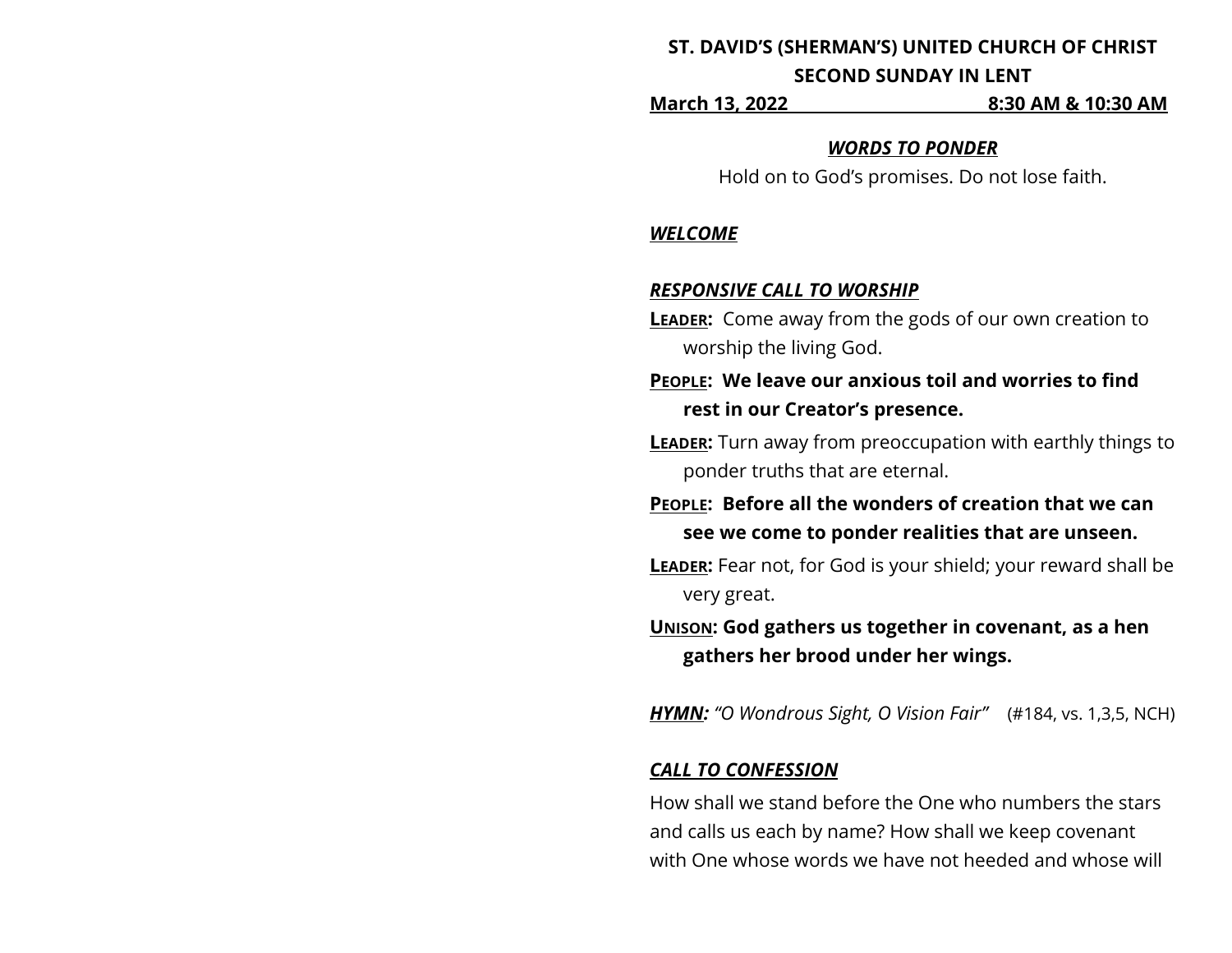**ST. DAVID'S (SHERMAN'S) UNITED CHURCH OF CHRIST**

**SECOND SUNDAY IN LENT**

**March 13, 2022 8:30 AM & 10:30 AM**

***WORDS TO PONDER***

Hold on to God's promises. Do not lose faith.

***WELCOME***

***RESPONSIVE CALL TO WORSHIP***

**LEADER:** Come away from the gods of our own creation to worship the living God.

**PEOPLE: We leave our anxious toil and worries to find rest in our Creator's presence.**

**LEADER:** Turn away from preoccupation with earthly things to ponder truths that are eternal.

**PEOPLE: Before all the wonders of creation that we can see we come to ponder realities that are unseen.**

**LEADER:** Fear not, for God is your shield; your reward shall be very great.

**UNISON: God gathers us together in covenant, as a hen gathers her brood under her wings.**

***HYMN:*** *"O Wondrous Sight, O Vision Fair"* (#184, vs. 1,3,5, NCH)

***CALL TO CONFESSION***

How shall we stand before the One who numbers the stars and calls us each by name? How shall we keep covenant with One whose words we have not heeded and whose will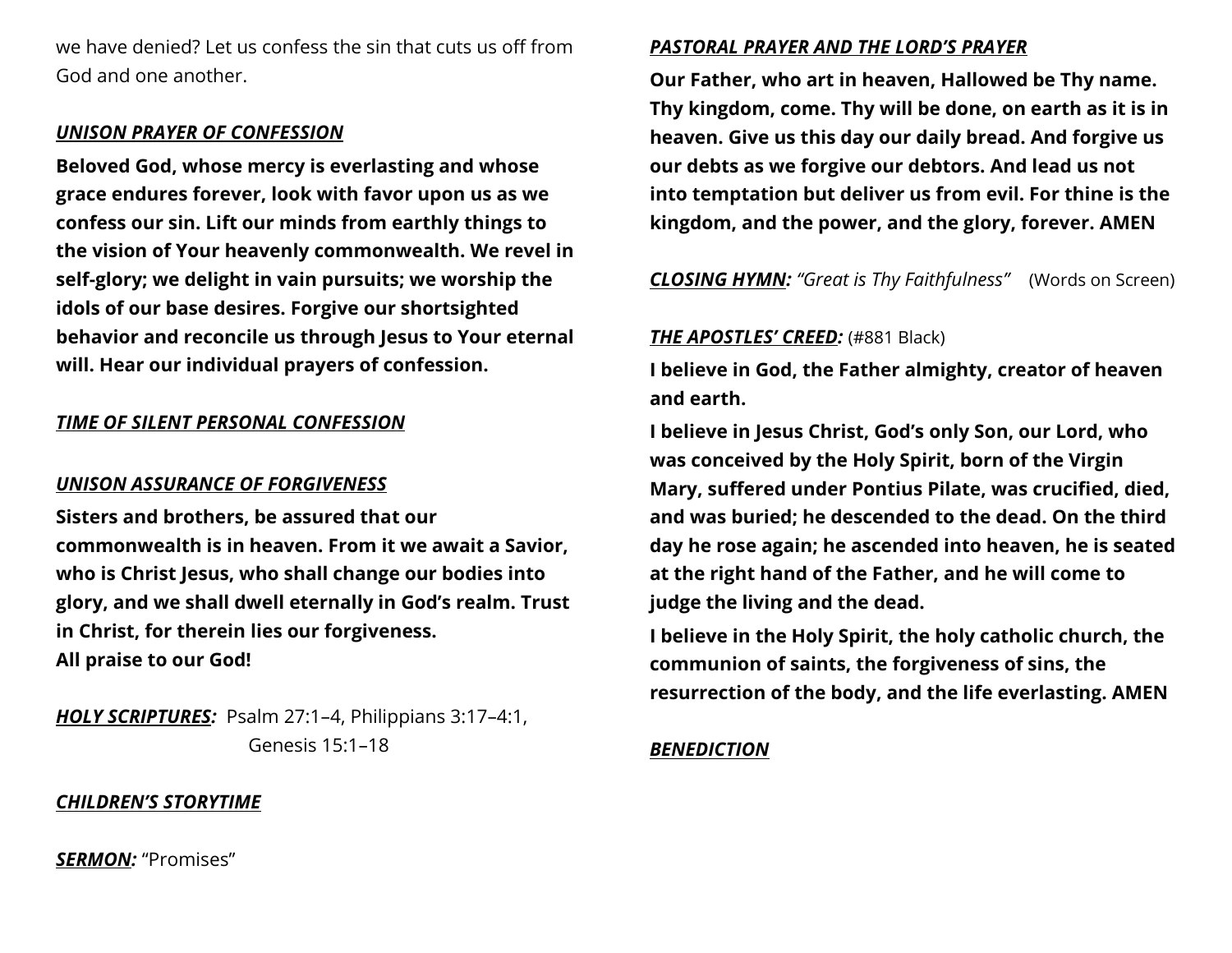we have denied? Let us confess the sin that cuts us off from God and one another.

***UNISON PRAYER OF CONFESSION***

**Beloved God, whose mercy is everlasting and whose grace endures forever, look with favor upon us as we confess our sin. Lift our minds from earthly things to the vision of Your heavenly commonwealth. We revel in self-glory; we delight in vain pursuits; we worship the idols of our base desires. Forgive our shortsighted behavior and reconcile us through Jesus to Your eternal will. Hear our individual prayers of confession.**

***TIME OF SILENT PERSONAL CONFESSION***

***UNISON ASSURANCE OF FORGIVENESS***

**Sisters and brothers, be assured that our commonwealth is in heaven. From it we await a Savior, who is Christ Jesus, who shall change our bodies into glory, and we shall dwell eternally in God's realm. Trust in Christ, for therein lies our forgiveness.**
**All praise to our God!**

***HOLY SCRIPTURES:*** Psalm 27:1–4, Philippians 3:17–4:1, Genesis 15:1–18

***CHILDREN'S STORYTIME***

***SERMON:*** "Promises"

***PASTORAL PRAYER AND THE LORD'S PRAYER***

**Our Father, who art in heaven, Hallowed be Thy name. Thy kingdom, come. Thy will be done, on earth as it is in heaven. Give us this day our daily bread. And forgive us our debts as we forgive our debtors. And lead us not into temptation but deliver us from evil. For thine is the kingdom, and the power, and the glory, forever. AMEN**

***CLOSING HYMN:*** *"Great is Thy Faithfulness"* (Words on Screen)

***THE APOSTLES' CREED:*** (#881 Black)

**I believe in God, the Father almighty, creator of heaven and earth.**

**I believe in Jesus Christ, God's only Son, our Lord, who was conceived by the Holy Spirit, born of the Virgin Mary, suffered under Pontius Pilate, was crucified, died, and was buried; he descended to the dead. On the third day he rose again; he ascended into heaven, he is seated at the right hand of the Father, and he will come to judge the living and the dead.**

**I believe in the Holy Spirit, the holy catholic church, the communion of saints, the forgiveness of sins, the resurrection of the body, and the life everlasting. AMEN**

***BENEDICTION***